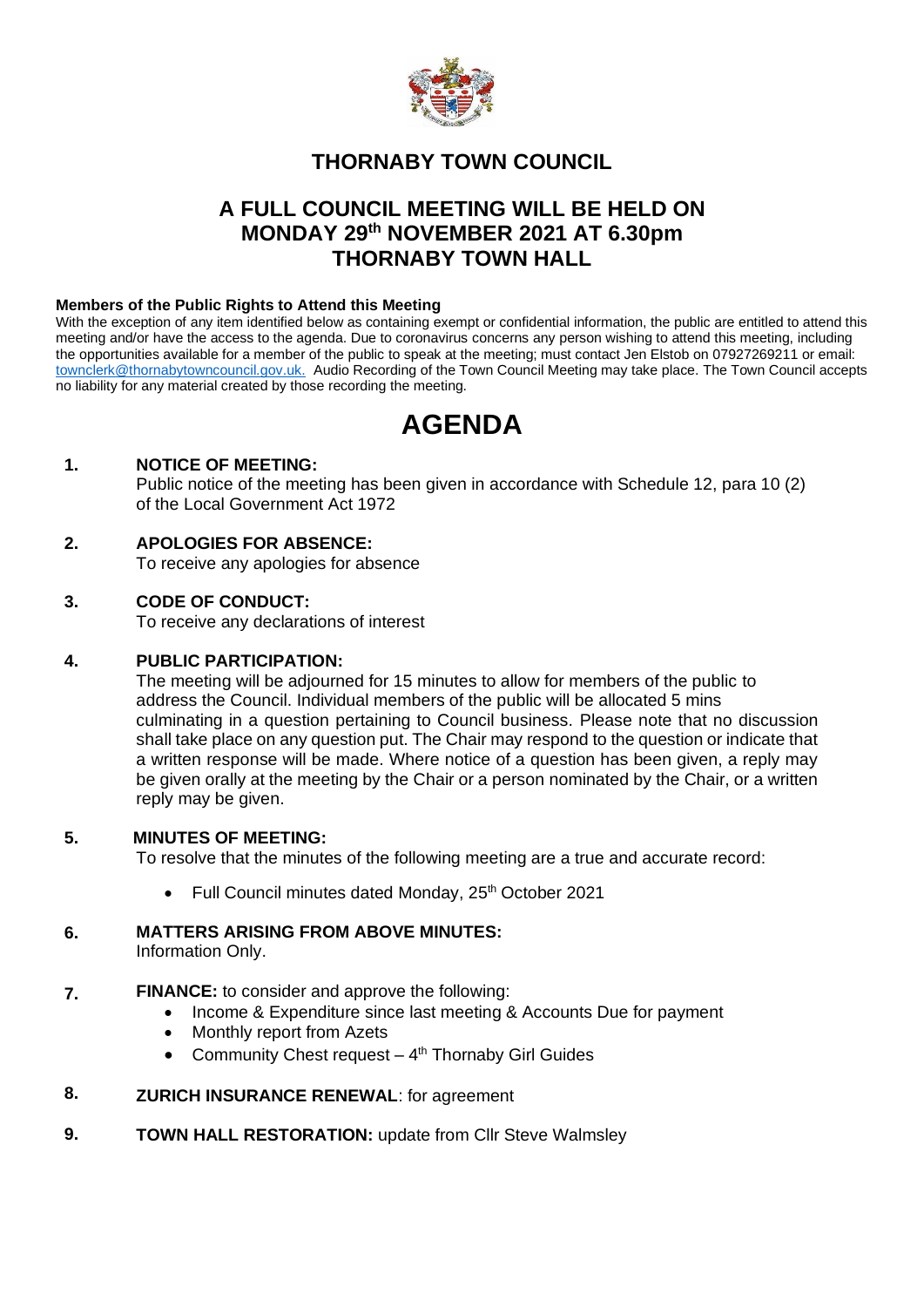# THORNABY TOWN COUNCIL

## A FULL COUNCIL MEETING WILL BE HELD ON MONDAY 29th NOVEMBER 2021 AT 6.30pm THORNABY TOWN HALL

**Members of the Public Rights to Attend this Meeting**

With the exception of any item identified below as containing exempt or confidential information, the public are entitled to attend this meeting and/or have the access to the agenda. Due to coronavirus concerns any person wishing to attend this meeting, including the opportunities available for a member of the public to speak at the meeting; must contact Jen Elstob on 07927269211 or email: townclerk@thornabytowncouncil.gov.uk. Audio Recording of the Town Council Meeting may take place. The Town Council accepts no liability for any material created by those recording the meeting.

# AGENDA

**1. NOTICE OF MEETING:**
Public notice of the meeting has been given in accordance with Schedule 12, para 10 (2) of the Local Government Act 1972

**2. APOLOGIES FOR ABSENCE:**
To receive any apologies for absence

**3. CODE OF CONDUCT:**
To receive any declarations of interest

**4. PUBLIC PARTICIPATION:**
The meeting will be adjourned for 15 minutes to allow for members of the public to address the Council. Individual members of the public will be allocated 5 mins culminating in a question pertaining to Council business. Please note that no discussion shall take place on any question put. The Chair may respond to the question or indicate that a written response will be made. Where notice of a question has been given, a reply may be given orally at the meeting by the Chair or a person nominated by the Chair, or a written reply may be given.

**5. MINUTES OF MEETING:**
To resolve that the minutes of the following meeting are a true and accurate record:

- Full Council minutes dated Monday, 25th October 2021

**6. MATTERS ARISING FROM ABOVE MINUTES:**
Information Only.

**7. FINANCE:** to consider and approve the following:

- Income & Expenditure since last meeting & Accounts Due for payment
- Monthly report from Azets
- Community Chest request – 4th Thornaby Girl Guides

**8. ZURICH INSURANCE RENEWAL**: for agreement

**9. TOWN HALL RESTORATION:** update from Cllr Steve Walmsley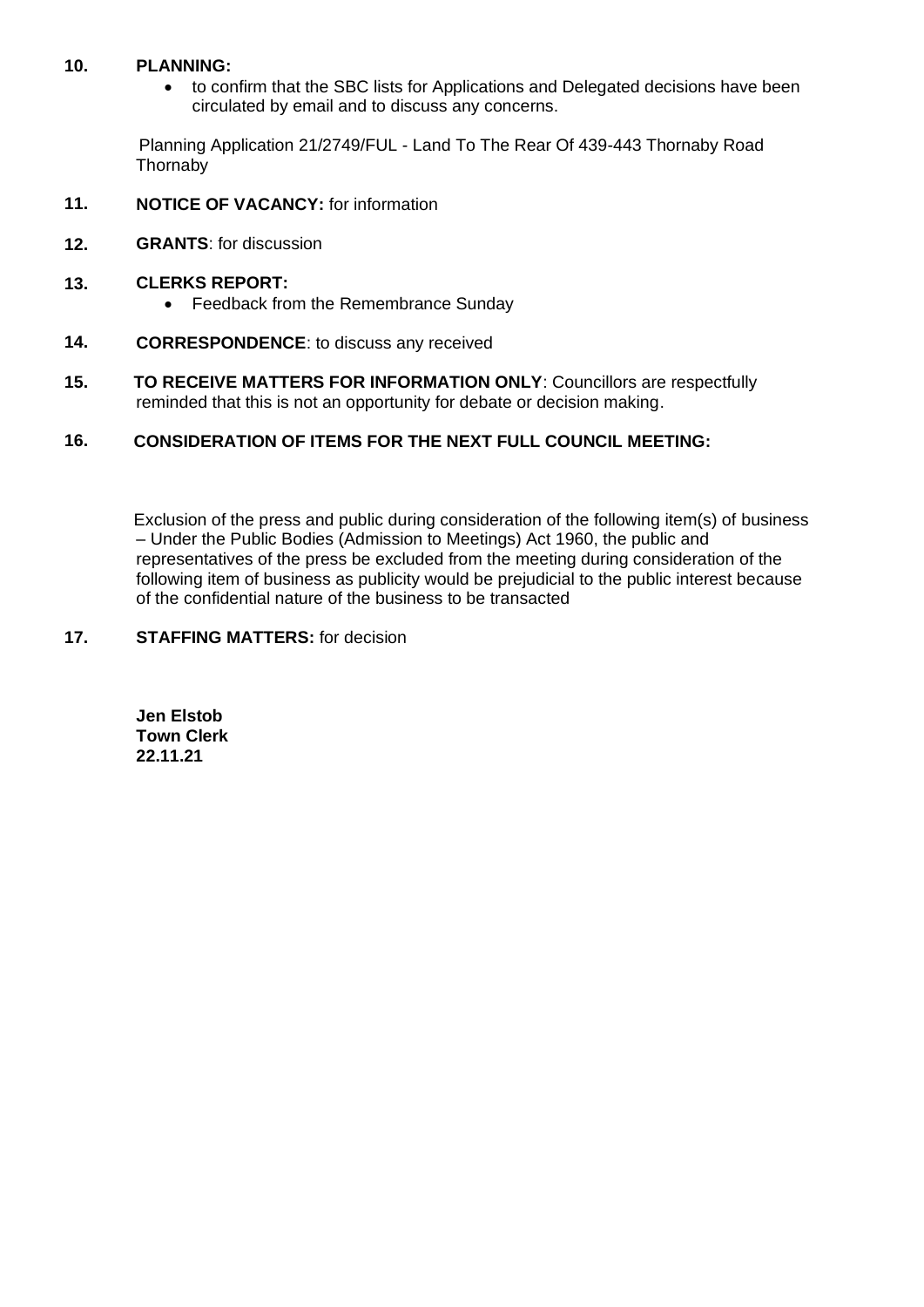**10. PLANNING:**

- to confirm that the SBC lists for Applications and Delegated decisions have been circulated by email and to discuss any concerns.

Planning Application 21/2749/FUL - Land To The Rear Of 439-443 Thornaby Road Thornaby

**11. NOTICE OF VACANCY:** for information

**12. GRANTS**: for discussion

**13. CLERKS REPORT:**

- Feedback from the Remembrance Sunday

**14. CORRESPONDENCE**: to discuss any received

**15. TO RECEIVE MATTERS FOR INFORMATION ONLY**: Councillors are respectfully reminded that this is not an opportunity for debate or decision making.

**16. CONSIDERATION OF ITEMS FOR THE NEXT FULL COUNCIL MEETING:**

Exclusion of the press and public during consideration of the following item(s) of business – Under the Public Bodies (Admission to Meetings) Act 1960, the public and representatives of the press be excluded from the meeting during consideration of the following item of business as publicity would be prejudicial to the public interest because of the confidential nature of the business to be transacted

**17. STAFFING MATTERS:** for decision

**Jen Elstob**
**Town Clerk**
**22.11.21**